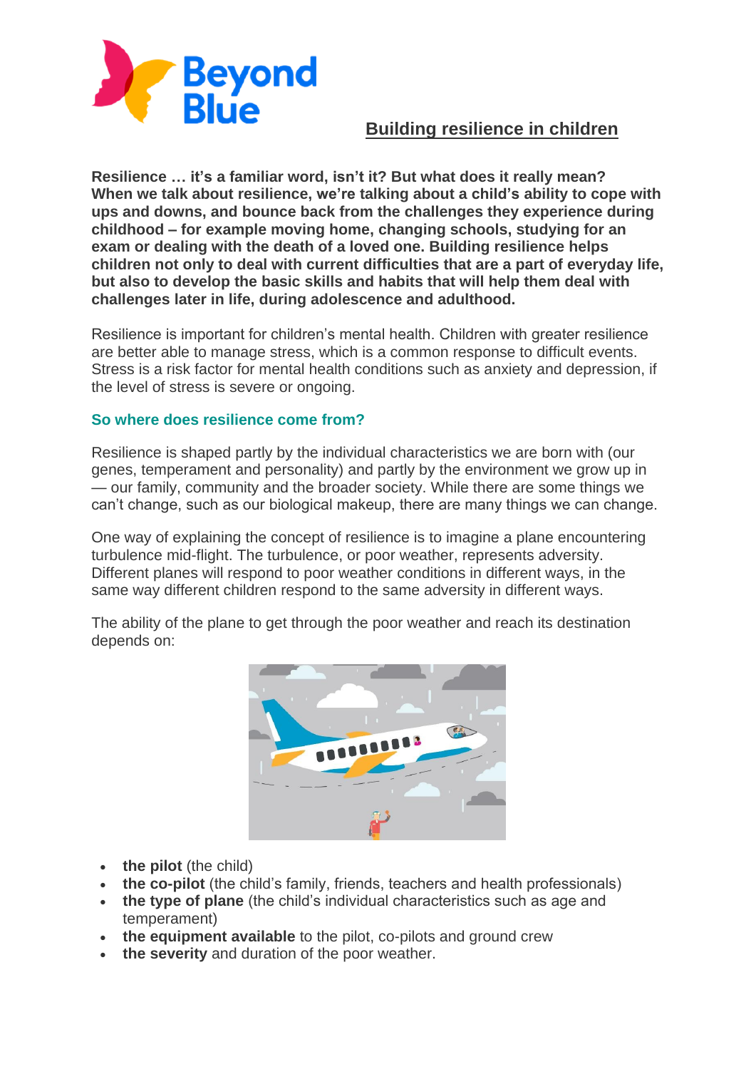# Building resilience in children

**Resilience … it's a familiar word, isn't it? But what does it really mean? When we talk about resilience, we're talking about a child's ability to cope with ups and downs, and bounce back from the challenges they experience during childhood – for example moving home, changing schools, studying for an exam or dealing with the death of a loved one. Building resilience helps children not only to deal with current difficulties that are a part of everyday life, but also to develop the basic skills and habits that will help them deal with challenges later in life, during adolescence and adulthood.**

Resilience is important for children's mental health. Children with greater resilience are better able to manage stress, which is a common response to difficult events. Stress is a risk factor for mental health conditions such as anxiety and depression, if the level of stress is severe or ongoing.

## So where does resilience come from?

Resilience is shaped partly by the individual characteristics we are born with (our genes, temperament and personality) and partly by the environment we grow up in — our family, community and the broader society. While there are some things we can't change, such as our biological makeup, there are many things we can change.

One way of explaining the concept of resilience is to imagine a plane encountering turbulence mid-flight. The turbulence, or poor weather, represents adversity. Different planes will respond to poor weather conditions in different ways, in the same way different children respond to the same adversity in different ways.

The ability of the plane to get through the poor weather and reach its destination depends on:

- **the pilot** (the child)
- **the co-pilot** (the child's family, friends, teachers and health professionals)
- **the type of plane** (the child's individual characteristics such as age and temperament)
- **the equipment available** to the pilot, co-pilots and ground crew
- **the severity** and duration of the poor weather.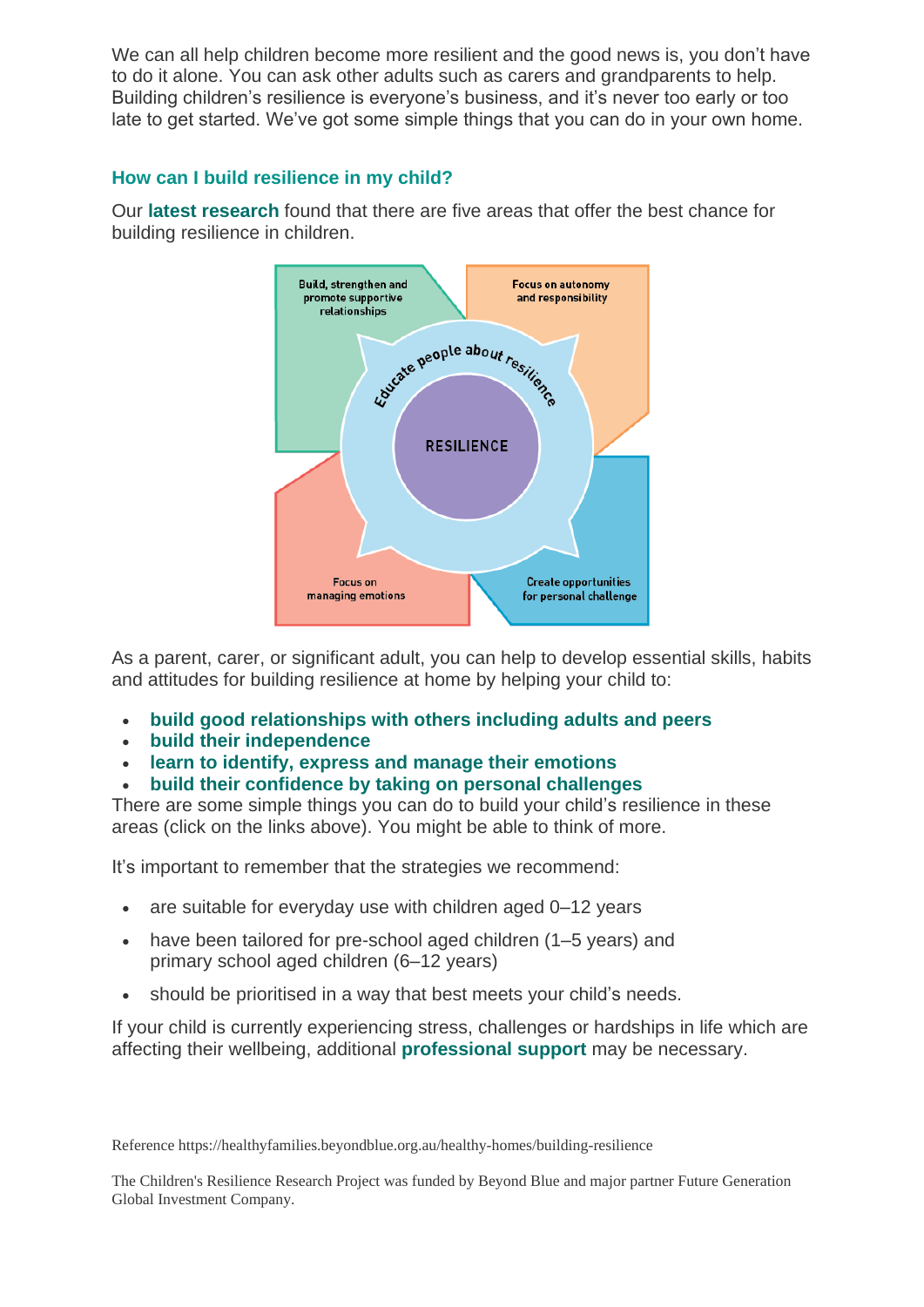We can all help children become more resilient and the good news is, you don't have to do it alone. You can ask other adults such as carers and grandparents to help. Building children's resilience is everyone's business, and it's never too early or too late to get started. We've got some simple things that you can do in your own home.

### How can I build resilience in my child?

Our **latest research** found that there are five areas that offer the best chance for building resilience in children.

Build, strengthen and promote supportive relationships

Focus on autonomy and responsibility

Educate people about resilience

RESILIENCE

Focus on managing emotions

Create opportunities for personal challenge

As a parent, carer, or significant adult, you can help to develop essential skills, habits and attitudes for building resilience at home by helping your child to:

- **build good relationships with others including adults and peers**
- **build their independence**
- **learn to identify, express and manage their emotions**
- **build their confidence by taking on personal challenges**

There are some simple things you can do to build your child's resilience in these areas (click on the links above). You might be able to think of more.

It's important to remember that the strategies we recommend:

- are suitable for everyday use with children aged 0–12 years
- have been tailored for pre-school aged children (1–5 years) and primary school aged children (6–12 years)
- should be prioritised in a way that best meets your child's needs.

If your child is currently experiencing stress, challenges or hardships in life which are affecting their wellbeing, additional **professional support** may be necessary.

Reference https://healthyfamilies.beyondblue.org.au/healthy-homes/building-resilience

The Children's Resilience Research Project was funded by Beyond Blue and major partner Future Generation Global Investment Company.